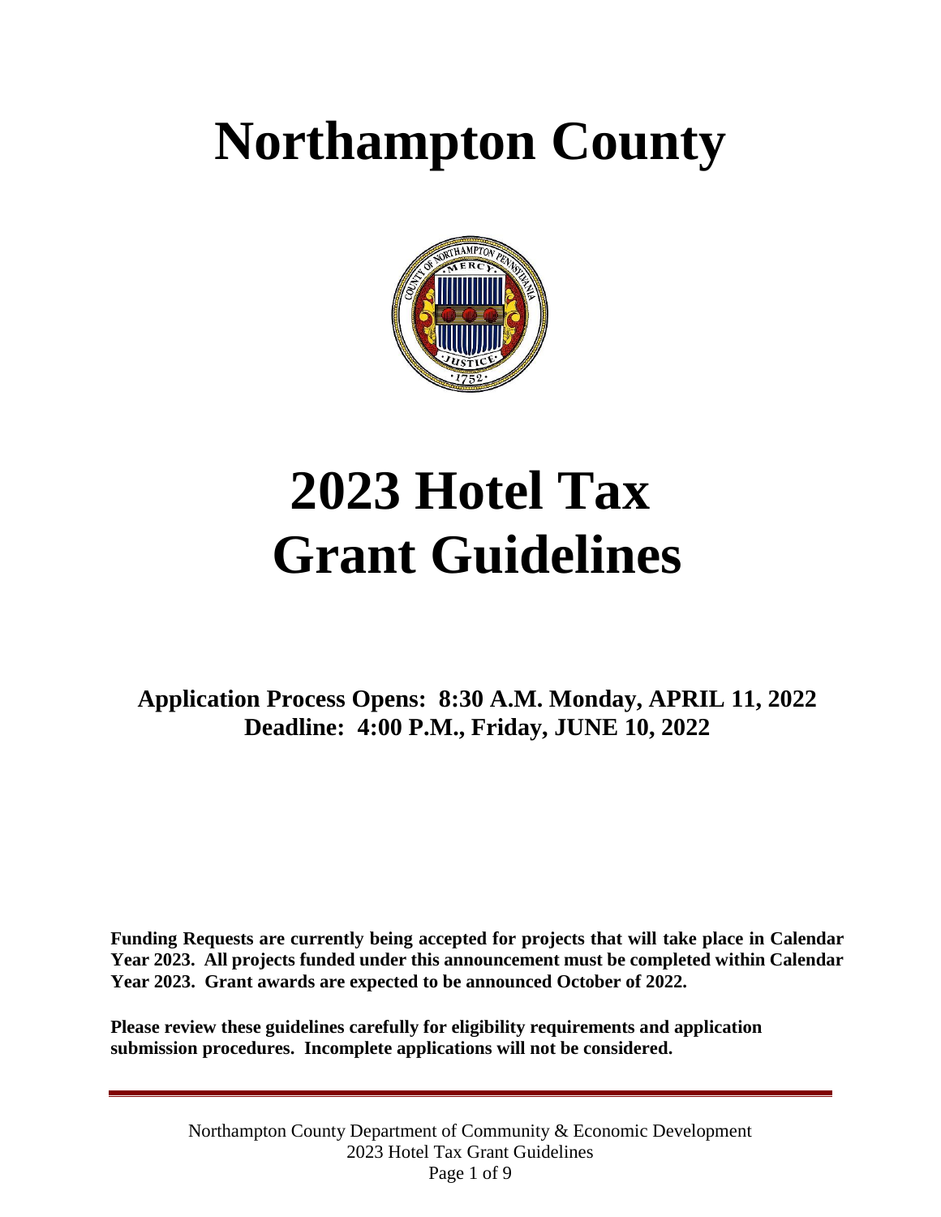# Northampton County

# 2023 Hotel Tax Grant Guidelines

**Application Process Opens: 8:30 A.M. Monday, APRIL 11, 2022**
**Deadline: 4:00 P.M., Friday, JUNE 10, 2022**

**Funding Requests are currently being accepted for projects that will take place in Calendar Year 2023. All projects funded under this announcement must be completed within Calendar Year 2023. Grant awards are expected to be announced October of 2022.**

**Please review these guidelines carefully for eligibility requirements and application submission procedures. Incomplete applications will not be considered.**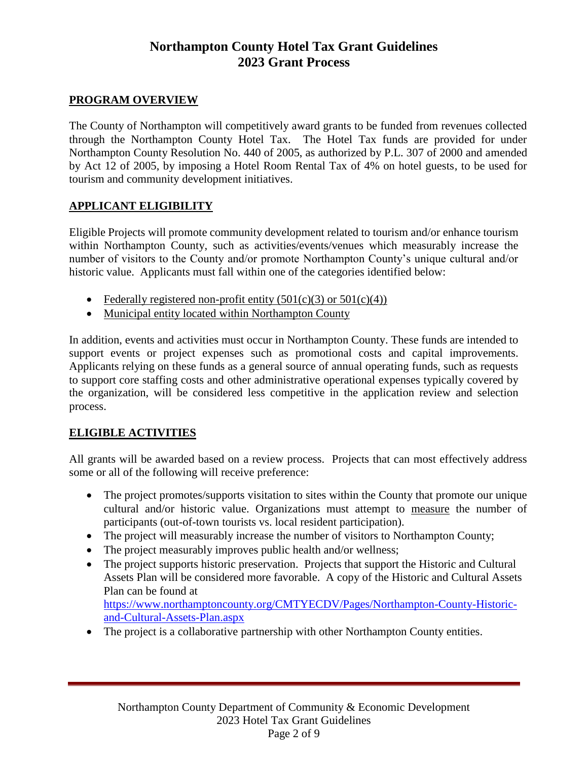# Northampton County Hotel Tax Grant Guidelines
# 2023 Grant Process

## PROGRAM OVERVIEW

The County of Northampton will competitively award grants to be funded from revenues collected through the Northampton County Hotel Tax. The Hotel Tax funds are provided for under Northampton County Resolution No. 440 of 2005, as authorized by P.L. 307 of 2000 and amended by Act 12 of 2005, by imposing a Hotel Room Rental Tax of 4% on hotel guests, to be used for tourism and community development initiatives.

## APPLICANT ELIGIBILITY

Eligible Projects will promote community development related to tourism and/or enhance tourism within Northampton County, such as activities/events/venues which measurably increase the number of visitors to the County and/or promote Northampton County's unique cultural and/or historic value. Applicants must fall within one of the categories identified below:

- Federally registered non-profit entity (501(c)(3) or 501(c)(4))
- Municipal entity located within Northampton County

In addition, events and activities must occur in Northampton County. These funds are intended to support events or project expenses such as promotional costs and capital improvements. Applicants relying on these funds as a general source of annual operating funds, such as requests to support core staffing costs and other administrative operational expenses typically covered by the organization, will be considered less competitive in the application review and selection process.

## ELIGIBLE ACTIVITIES

All grants will be awarded based on a review process. Projects that can most effectively address some or all of the following will receive preference:

- The project promotes/supports visitation to sites within the County that promote our unique cultural and/or historic value. Organizations must attempt to measure the number of participants (out-of-town tourists vs. local resident participation).
- The project will measurably increase the number of visitors to Northampton County;
- The project measurably improves public health and/or wellness;
- The project supports historic preservation. Projects that support the Historic and Cultural Assets Plan will be considered more favorable. A copy of the Historic and Cultural Assets Plan can be found at https://www.northamptoncounty.org/CMTYECDV/Pages/Northampton-County-Historic-and-Cultural-Assets-Plan.aspx
- The project is a collaborative partnership with other Northampton County entities.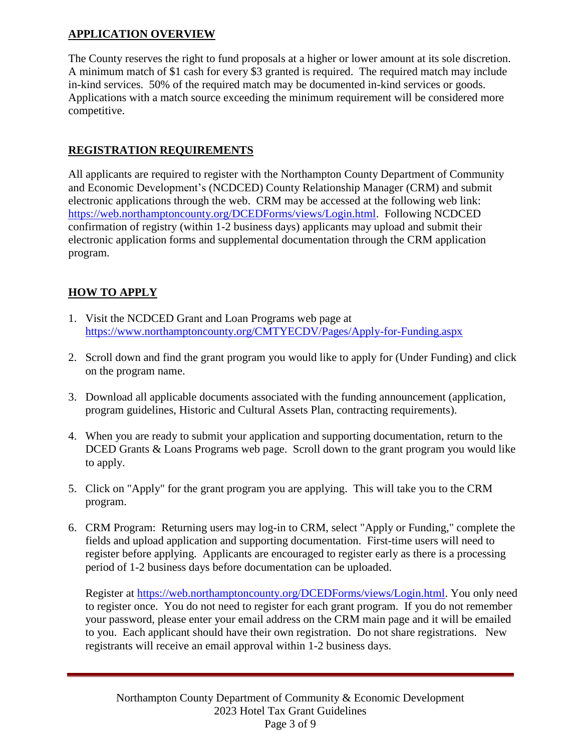## APPLICATION OVERVIEW

The County reserves the right to fund proposals at a higher or lower amount at its sole discretion. A minimum match of $1 cash for every $3 granted is required. The required match may include in-kind services. 50% of the required match may be documented in-kind services or goods. Applications with a match source exceeding the minimum requirement will be considered more competitive.

## REGISTRATION REQUIREMENTS

All applicants are required to register with the Northampton County Department of Community and Economic Development's (NCDCED) County Relationship Manager (CRM) and submit electronic applications through the web. CRM may be accessed at the following web link: https://web.northamptoncounty.org/DCEDForms/views/Login.html. Following NCDCED confirmation of registry (within 1-2 business days) applicants may upload and submit their electronic application forms and supplemental documentation through the CRM application program.

## HOW TO APPLY

1. Visit the NCDCED Grant and Loan Programs web page at https://www.northamptoncounty.org/CMTYECDV/Pages/Apply-for-Funding.aspx

2. Scroll down and find the grant program you would like to apply for (Under Funding) and click on the program name.

3. Download all applicable documents associated with the funding announcement (application, program guidelines, Historic and Cultural Assets Plan, contracting requirements).

4. When you are ready to submit your application and supporting documentation, return to the DCED Grants & Loans Programs web page. Scroll down to the grant program you would like to apply.

5. Click on "Apply" for the grant program you are applying. This will take you to the CRM program.

6. CRM Program: Returning users may log-in to CRM, select "Apply or Funding," complete the fields and upload application and supporting documentation. First-time users will need to register before applying. Applicants are encouraged to register early as there is a processing period of 1-2 business days before documentation can be uploaded.

   Register at https://web.northamptoncounty.org/DCEDForms/views/Login.html. You only need to register once. You do not need to register for each grant program. If you do not remember your password, please enter your email address on the CRM main page and it will be emailed to you. Each applicant should have their own registration. Do not share registrations. New registrants will receive an email approval within 1-2 business days.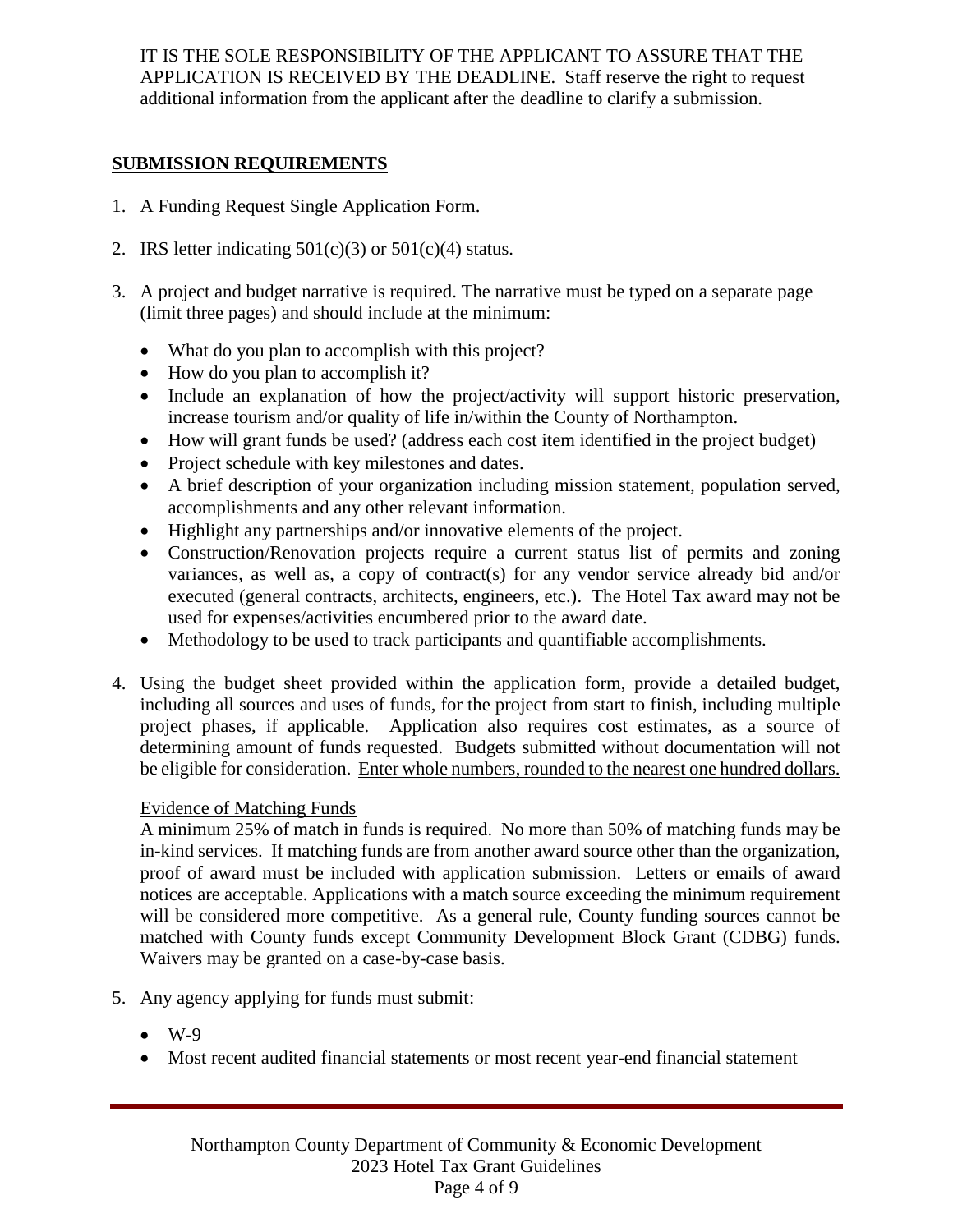IT IS THE SOLE RESPONSIBILITY OF THE APPLICANT TO ASSURE THAT THE APPLICATION IS RECEIVED BY THE DEADLINE. Staff reserve the right to request additional information from the applicant after the deadline to clarify a submission.

## SUBMISSION REQUIREMENTS

1. A Funding Request Single Application Form.

2. IRS letter indicating 501(c)(3) or 501(c)(4) status.

3. A project and budget narrative is required. The narrative must be typed on a separate page (limit three pages) and should include at the minimum:

   - What do you plan to accomplish with this project?
   - How do you plan to accomplish it?
   - Include an explanation of how the project/activity will support historic preservation, increase tourism and/or quality of life in/within the County of Northampton.
   - How will grant funds be used? (address each cost item identified in the project budget)
   - Project schedule with key milestones and dates.
   - A brief description of your organization including mission statement, population served, accomplishments and any other relevant information.
   - Highlight any partnerships and/or innovative elements of the project.
   - Construction/Renovation projects require a current status list of permits and zoning variances, as well as, a copy of contract(s) for any vendor service already bid and/or executed (general contracts, architects, engineers, etc.). The Hotel Tax award may not be used for expenses/activities encumbered prior to the award date.
   - Methodology to be used to track participants and quantifiable accomplishments.

4. Using the budget sheet provided within the application form, provide a detailed budget, including all sources and uses of funds, for the project from start to finish, including multiple project phases, if applicable. Application also requires cost estimates, as a source of determining amount of funds requested. Budgets submitted without documentation will not be eligible for consideration. <u>Enter whole numbers, rounded to the nearest one hundred dollars.</u>

   <u>Evidence of Matching Funds</u>
   A minimum 25% of match in funds is required. No more than 50% of matching funds may be in-kind services. If matching funds are from another award source other than the organization, proof of award must be included with application submission. Letters or emails of award notices are acceptable. Applications with a match source exceeding the minimum requirement will be considered more competitive. As a general rule, County funding sources cannot be matched with County funds except Community Development Block Grant (CDBG) funds. Waivers may be granted on a case-by-case basis.

5. Any agency applying for funds must submit:

   - W-9
   - Most recent audited financial statements or most recent year-end financial statement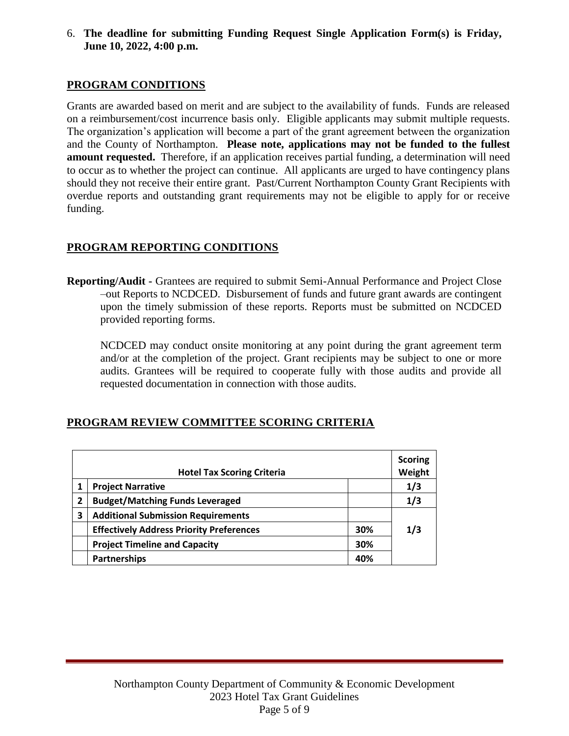6. **The deadline for submitting Funding Request Single Application Form(s) is Friday, June 10, 2022, 4:00 p.m.**

## PROGRAM CONDITIONS

Grants are awarded based on merit and are subject to the availability of funds. Funds are released on a reimbursement/cost incurrence basis only. Eligible applicants may submit multiple requests. The organization's application will become a part of the grant agreement between the organization and the County of Northampton. **Please note, applications may not be funded to the fullest amount requested.** Therefore, if an application receives partial funding, a determination will need to occur as to whether the project can continue. All applicants are urged to have contingency plans should they not receive their entire grant. Past/Current Northampton County Grant Recipients with overdue reports and outstanding grant requirements may not be eligible to apply for or receive funding.

## PROGRAM REPORTING CONDITIONS

**Reporting/Audit -** Grantees are required to submit Semi-Annual Performance and Project Close –out Reports to NCDCED. Disbursement of funds and future grant awards are contingent upon the timely submission of these reports. Reports must be submitted on NCDCED provided reporting forms.

NCDCED may conduct onsite monitoring at any point during the grant agreement term and/or at the completion of the project. Grant recipients may be subject to one or more audits. Grantees will be required to cooperate fully with those audits and provide all requested documentation in connection with those audits.

## PROGRAM REVIEW COMMITTEE SCORING CRITERIA

| | Hotel Tax Scoring Criteria | | Scoring Weight |
|---|---|---|---|
| 1 | Project Narrative | | 1/3 |
| 2 | Budget/Matching Funds Leveraged | | 1/3 |
| 3 | Additional Submission Requirements | | 1/3 |
| | Effectively Address Priority Preferences | 30% | |
| | Project Timeline and Capacity | 30% | |
| | Partnerships | 40% | |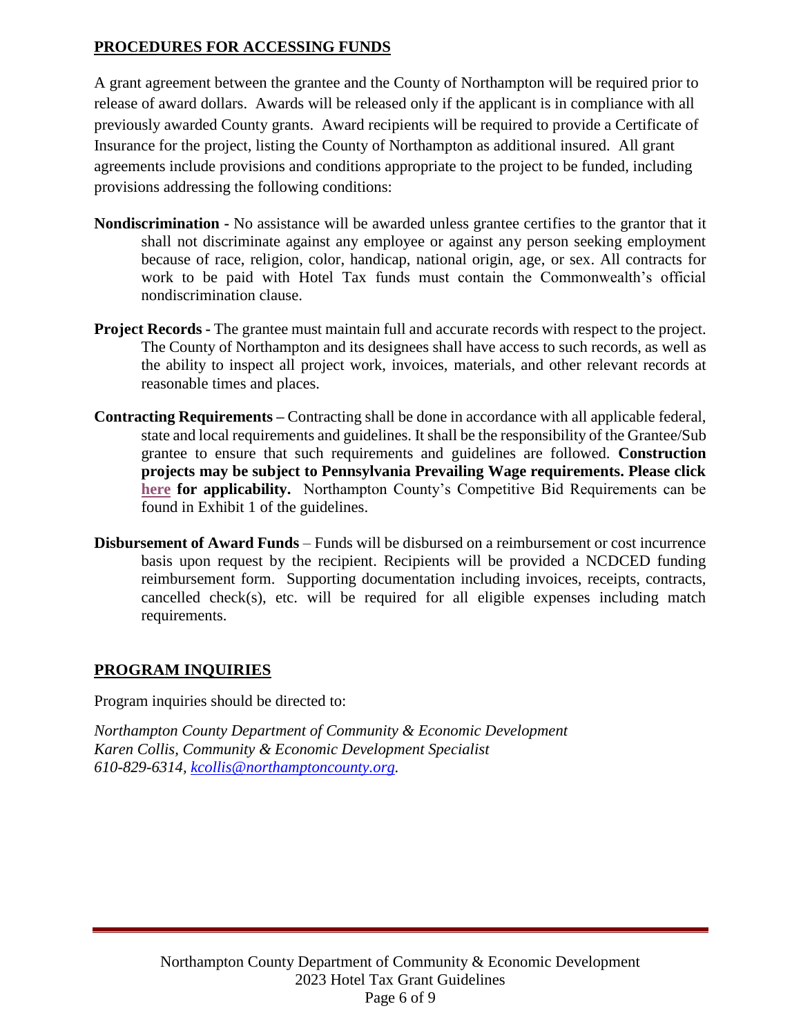## PROCEDURES FOR ACCESSING FUNDS

A grant agreement between the grantee and the County of Northampton will be required prior to release of award dollars. Awards will be released only if the applicant is in compliance with all previously awarded County grants. Award recipients will be required to provide a Certificate of Insurance for the project, listing the County of Northampton as additional insured. All grant agreements include provisions and conditions appropriate to the project to be funded, including provisions addressing the following conditions:

**Nondiscrimination -** No assistance will be awarded unless grantee certifies to the grantor that it shall not discriminate against any employee or against any person seeking employment because of race, religion, color, handicap, national origin, age, or sex. All contracts for work to be paid with Hotel Tax funds must contain the Commonwealth's official nondiscrimination clause.

**Project Records -** The grantee must maintain full and accurate records with respect to the project. The County of Northampton and its designees shall have access to such records, as well as the ability to inspect all project work, invoices, materials, and other relevant records at reasonable times and places.

**Contracting Requirements –** Contracting shall be done in accordance with all applicable federal, state and local requirements and guidelines. It shall be the responsibility of the Grantee/Sub grantee to ensure that such requirements and guidelines are followed. **Construction projects may be subject to Pennsylvania Prevailing Wage requirements. Please click here for applicability.** Northampton County's Competitive Bid Requirements can be found in Exhibit 1 of the guidelines.

**Disbursement of Award Funds** – Funds will be disbursed on a reimbursement or cost incurrence basis upon request by the recipient. Recipients will be provided a NCDCED funding reimbursement form. Supporting documentation including invoices, receipts, contracts, cancelled check(s), etc. will be required for all eligible expenses including match requirements.

## PROGRAM INQUIRIES

Program inquiries should be directed to:

*Northampton County Department of Community & Economic Development*
*Karen Collis, Community & Economic Development Specialist*
*610-829-6314, kcollis@northamptoncounty.org.*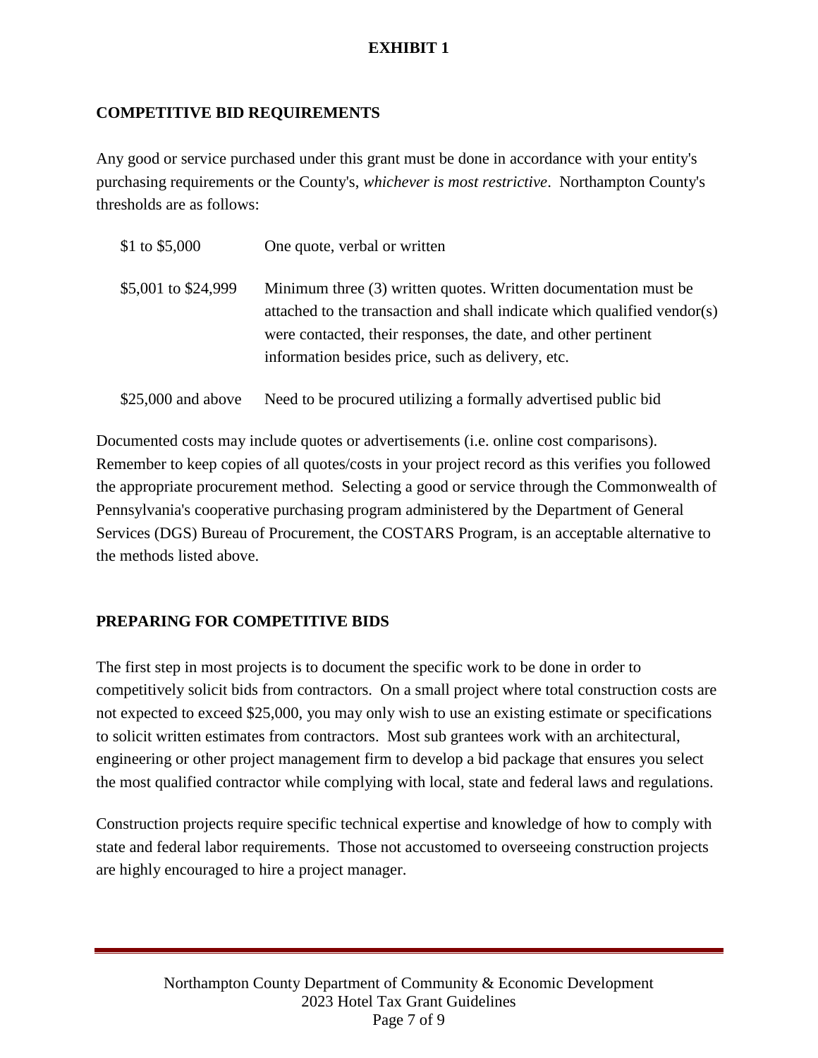# EXHIBIT 1

## COMPETITIVE BID REQUIREMENTS

Any good or service purchased under this grant must be done in accordance with your entity's purchasing requirements or the County's, *whichever is most restrictive*. Northampton County's thresholds are as follows:

| | |
|---|---|
| $1 to $5,000 | One quote, verbal or written |
| $5,001 to $24,999 | Minimum three (3) written quotes. Written documentation must be attached to the transaction and shall indicate which qualified vendor(s) were contacted, their responses, the date, and other pertinent information besides price, such as delivery, etc. |
| $25,000 and above | Need to be procured utilizing a formally advertised public bid |

Documented costs may include quotes or advertisements (i.e. online cost comparisons). Remember to keep copies of all quotes/costs in your project record as this verifies you followed the appropriate procurement method. Selecting a good or service through the Commonwealth of Pennsylvania's cooperative purchasing program administered by the Department of General Services (DGS) Bureau of Procurement, the COSTARS Program, is an acceptable alternative to the methods listed above.

## PREPARING FOR COMPETITIVE BIDS

The first step in most projects is to document the specific work to be done in order to competitively solicit bids from contractors. On a small project where total construction costs are not expected to exceed $25,000, you may only wish to use an existing estimate or specifications to solicit written estimates from contractors. Most sub grantees work with an architectural, engineering or other project management firm to develop a bid package that ensures you select the most qualified contractor while complying with local, state and federal laws and regulations.

Construction projects require specific technical expertise and knowledge of how to comply with state and federal labor requirements. Those not accustomed to overseeing construction projects are highly encouraged to hire a project manager.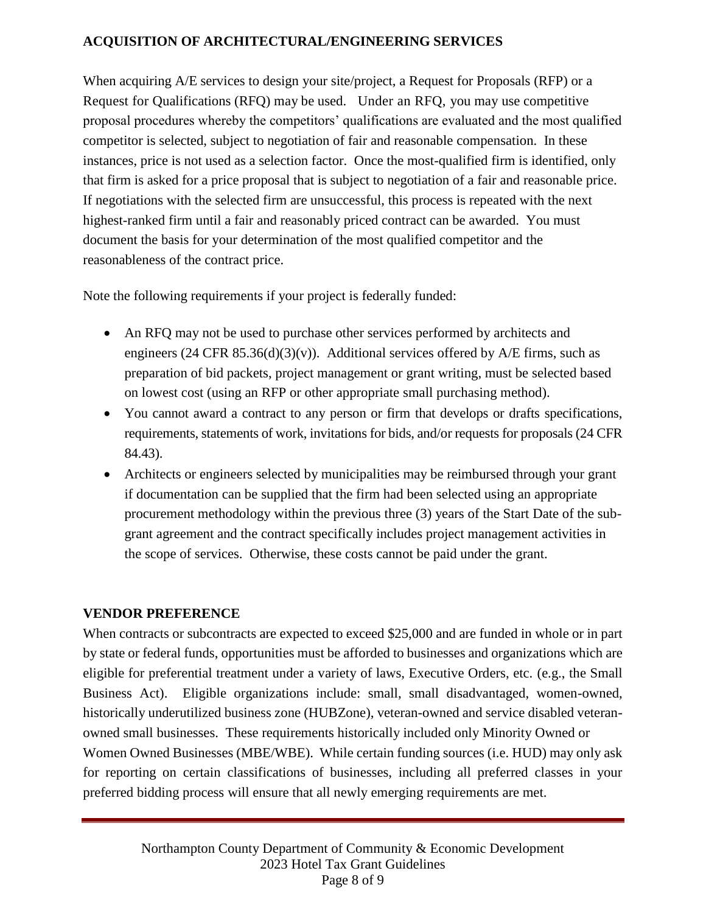## ACQUISITION OF ARCHITECTURAL/ENGINEERING SERVICES

When acquiring A/E services to design your site/project, a Request for Proposals (RFP) or a Request for Qualifications (RFQ) may be used. Under an RFQ, you may use competitive proposal procedures whereby the competitors' qualifications are evaluated and the most qualified competitor is selected, subject to negotiation of fair and reasonable compensation. In these instances, price is not used as a selection factor. Once the most-qualified firm is identified, only that firm is asked for a price proposal that is subject to negotiation of a fair and reasonable price. If negotiations with the selected firm are unsuccessful, this process is repeated with the next highest-ranked firm until a fair and reasonably priced contract can be awarded. You must document the basis for your determination of the most qualified competitor and the reasonableness of the contract price.

Note the following requirements if your project is federally funded:

- An RFQ may not be used to purchase other services performed by architects and engineers (24 CFR 85.36(d)(3)(v)). Additional services offered by A/E firms, such as preparation of bid packets, project management or grant writing, must be selected based on lowest cost (using an RFP or other appropriate small purchasing method).
- You cannot award a contract to any person or firm that develops or drafts specifications, requirements, statements of work, invitations for bids, and/or requests for proposals (24 CFR 84.43).
- Architects or engineers selected by municipalities may be reimbursed through your grant if documentation can be supplied that the firm had been selected using an appropriate procurement methodology within the previous three (3) years of the Start Date of the sub-grant agreement and the contract specifically includes project management activities in the scope of services. Otherwise, these costs cannot be paid under the grant.

## VENDOR PREFERENCE

When contracts or subcontracts are expected to exceed $25,000 and are funded in whole or in part by state or federal funds, opportunities must be afforded to businesses and organizations which are eligible for preferential treatment under a variety of laws, Executive Orders, etc. (e.g., the Small Business Act). Eligible organizations include: small, small disadvantaged, women-owned, historically underutilized business zone (HUBZone), veteran-owned and service disabled veteran-owned small businesses. These requirements historically included only Minority Owned or Women Owned Businesses (MBE/WBE). While certain funding sources (i.e. HUD) may only ask for reporting on certain classifications of businesses, including all preferred classes in your preferred bidding process will ensure that all newly emerging requirements are met.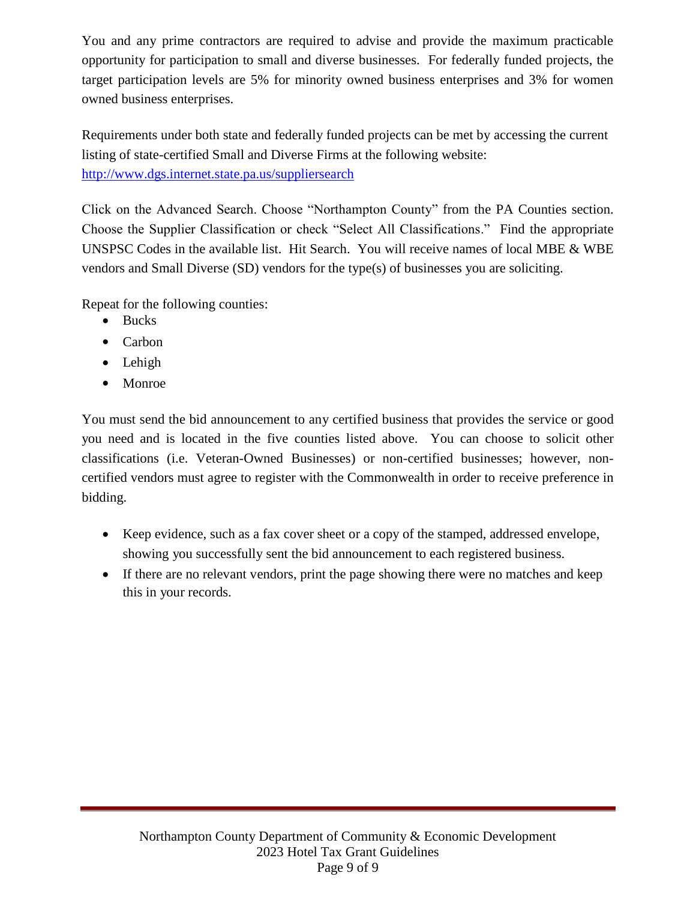You and any prime contractors are required to advise and provide the maximum practicable opportunity for participation to small and diverse businesses. For federally funded projects, the target participation levels are 5% for minority owned business enterprises and 3% for women owned business enterprises.

Requirements under both state and federally funded projects can be met by accessing the current listing of state-certified Small and Diverse Firms at the following website: [http://www.dgs.internet.state.pa.us/suppliersearch](http://www.dgs.internet.state.pa.us/suppliersearch)

Click on the Advanced Search. Choose "Northampton County" from the PA Counties section. Choose the Supplier Classification or check "Select All Classifications." Find the appropriate UNSPSC Codes in the available list. Hit Search. You will receive names of local MBE & WBE vendors and Small Diverse (SD) vendors for the type(s) of businesses you are soliciting.

Repeat for the following counties:

- Bucks
- Carbon
- Lehigh
- Monroe

You must send the bid announcement to any certified business that provides the service or good you need and is located in the five counties listed above. You can choose to solicit other classifications (i.e. Veteran-Owned Businesses) or non-certified businesses; however, non-certified vendors must agree to register with the Commonwealth in order to receive preference in bidding.

- Keep evidence, such as a fax cover sheet or a copy of the stamped, addressed envelope, showing you successfully sent the bid announcement to each registered business.
- If there are no relevant vendors, print the page showing there were no matches and keep this in your records.